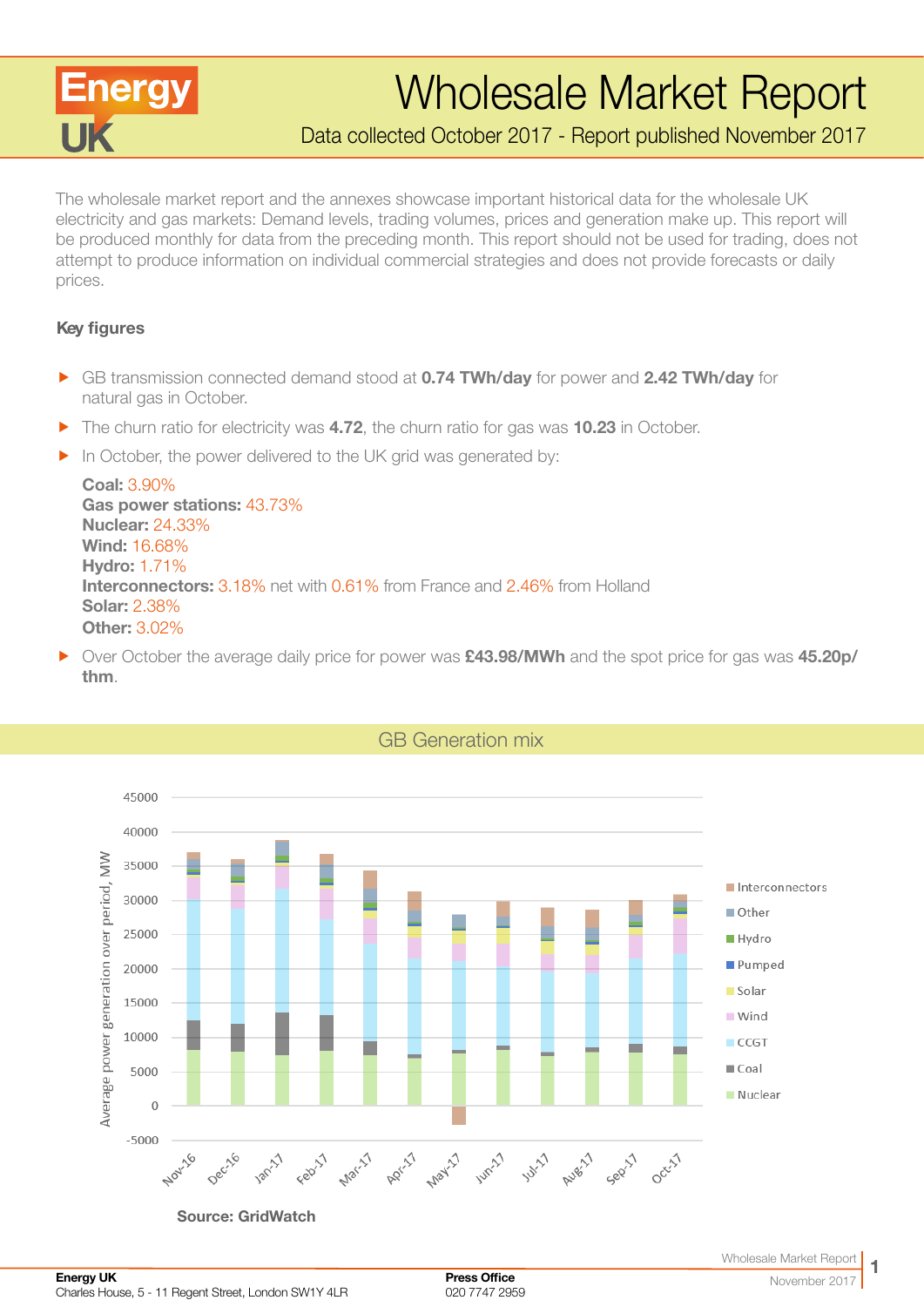# Wholesale Market Report

Data collected October 2017 - Report published November 2017

The wholesale market report and the annexes showcase important historical data for the wholesale UK electricity and gas markets: Demand levels, trading volumes, prices and generation make up. This report will be produced monthly for data from the preceding month. This report should not be used for trading, does not attempt to produce information on individual commercial strategies and does not provide forecasts or daily prices.

### Key figures

- GB transmission connected demand stood at **0.74 TWh/day** for power and **2.42 TWh/day** for natural gas in October.
- The churn ratio for electricity was **4.72**, the churn ratio for gas was **10.23** in October.
- In October, the power delivered to the UK grid was generated by:

  **Coal:** 3.90%
  **Gas power stations:** 43.73%
  **Nuclear:** 24.33%
  **Wind:** 16.68%
  **Hydro:** 1.71%
  **Interconnectors:** 3.18% net with 0.61% from France and 2.46% from Holland
  **Solar:** 2.38%
  **Other:** 3.02%

- Over October the average daily price for power was **£43.98/MWh** and the spot price for gas was **45.20p/thm**.

## GB Generation mix

Source: GridWatch

**Energy UK**
Charles House, 5 - 11 Regent Street, London SW1Y 4LR

**Press Office**
020 7747 2959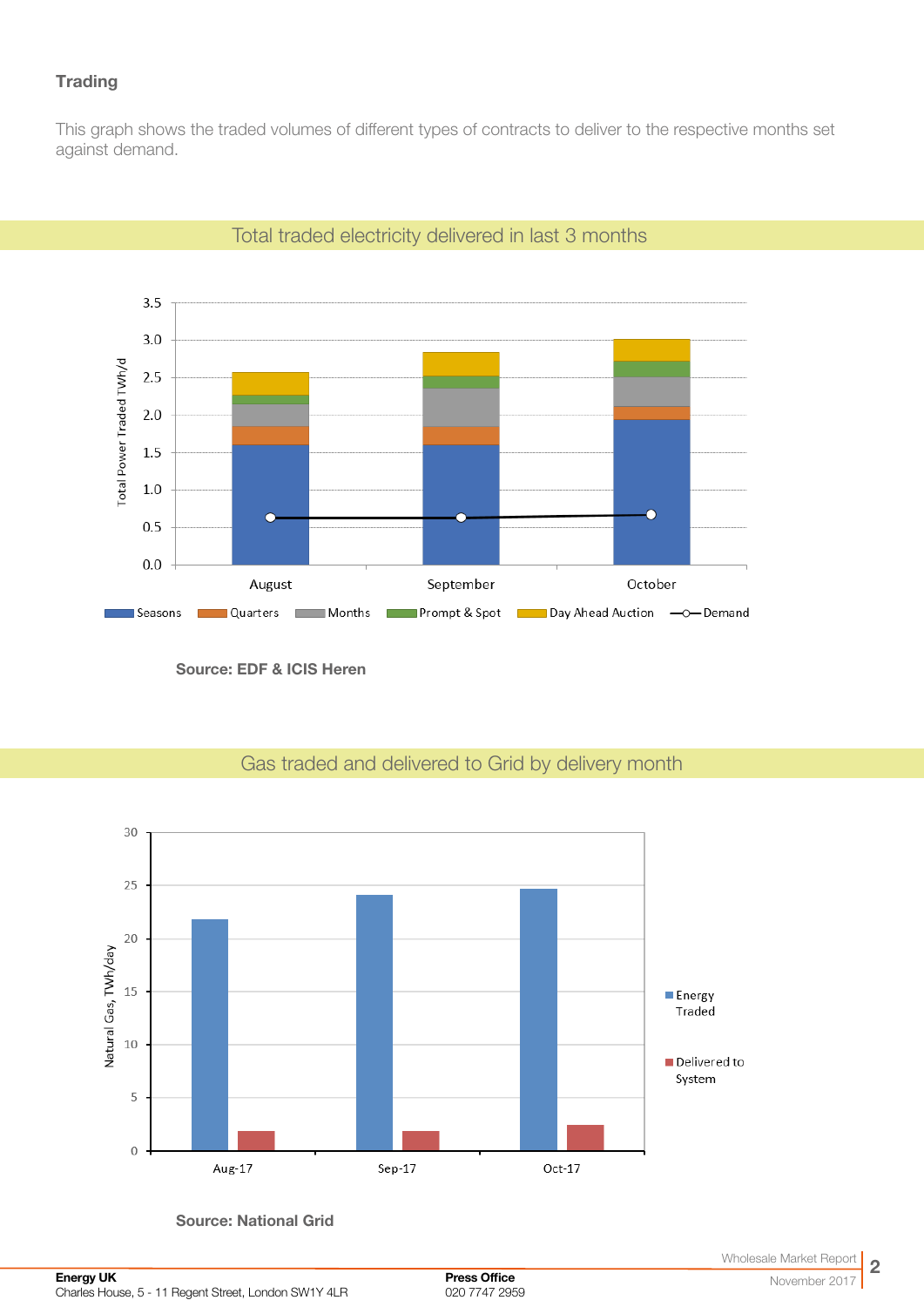## Trading

This graph shows the traded volumes of different types of contracts to deliver to the respective months set against demand.

### Total traded electricity delivered in last 3 months

Source: EDF & ICIS Heren

### Gas traded and delivered to Grid by delivery month

Source: National Grid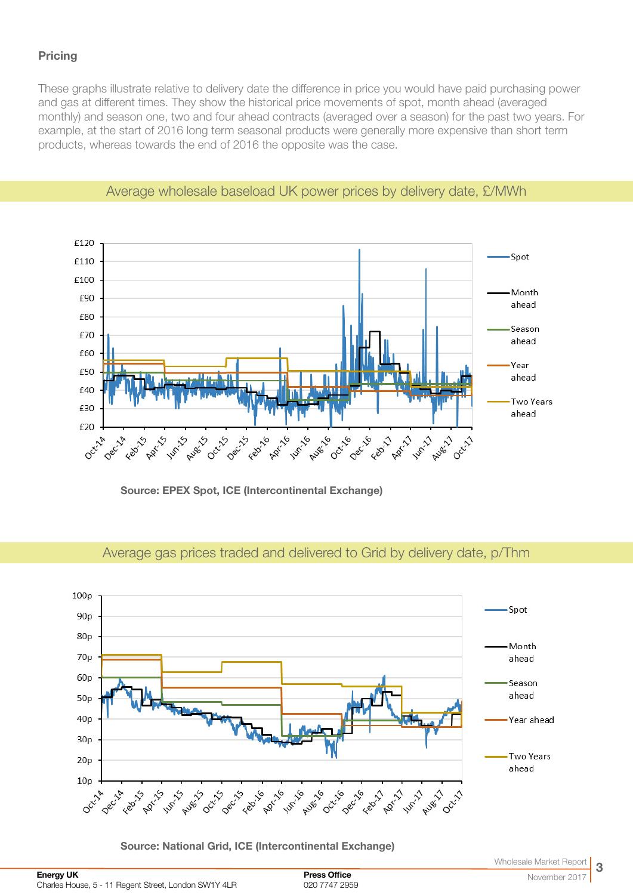### Pricing

These graphs illustrate relative to delivery date the difference in price you would have paid purchasing power and gas at different times. They show the historical price movements of spot, month ahead (averaged monthly) and season one, two and four ahead contracts (averaged over a season) for the past two years. For example, at the start of 2016 long term seasonal products were generally more expensive than short term products, whereas towards the end of 2016 the opposite was the case.

## Average wholesale baseload UK power prices by delivery date, £/MWh

**Source: EPEX Spot, ICE (Intercontinental Exchange)**

## Average gas prices traded and delivered to Grid by delivery date, p/Thm

**Source: National Grid, ICE (Intercontinental Exchange)**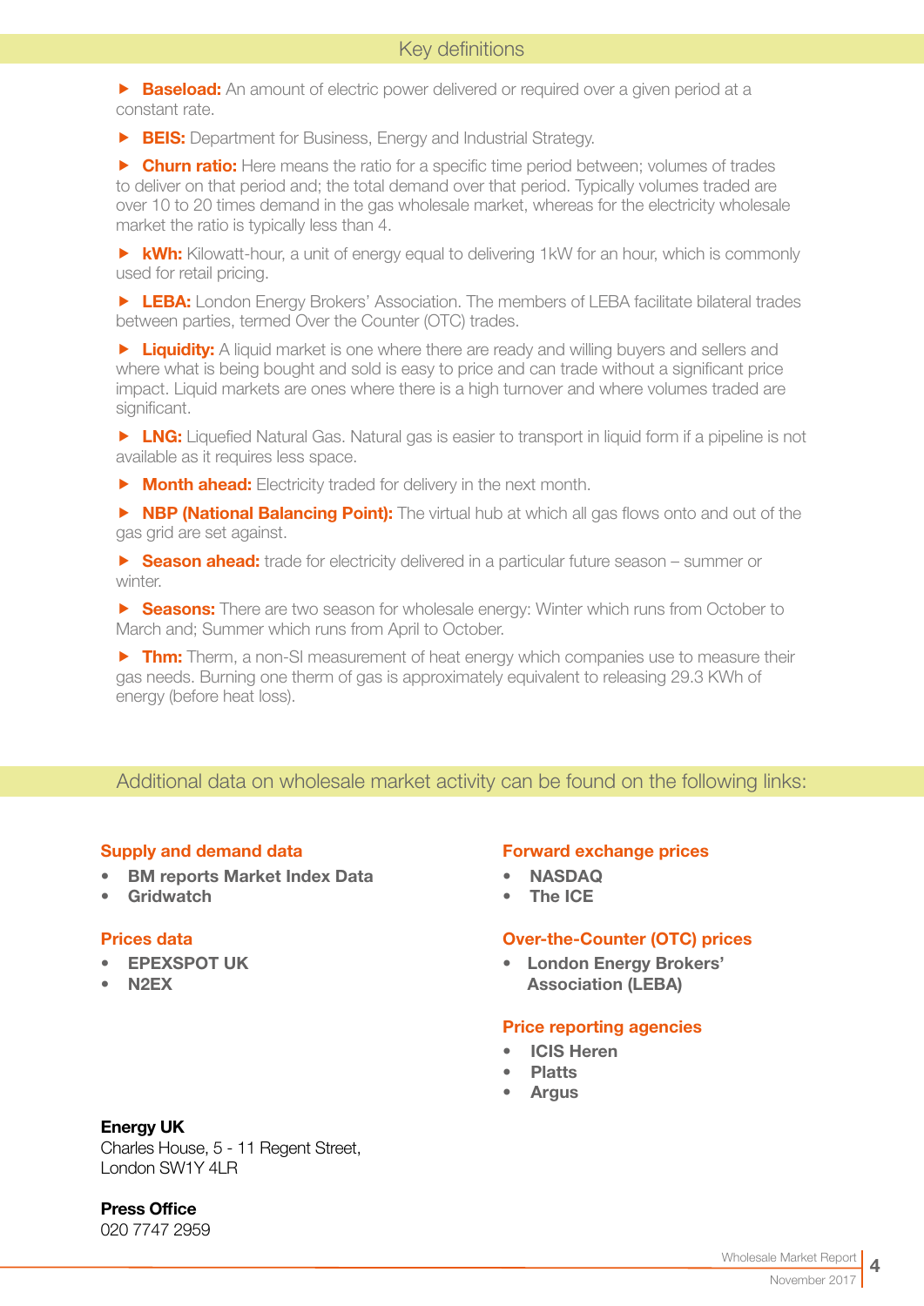## Key definitions

- **Baseload:** An amount of electric power delivered or required over a given period at a constant rate.
- **BEIS:** Department for Business, Energy and Industrial Strategy.
- **Churn ratio:** Here means the ratio for a specific time period between; volumes of trades to deliver on that period and; the total demand over that period. Typically volumes traded are over 10 to 20 times demand in the gas wholesale market, whereas for the electricity wholesale market the ratio is typically less than 4.
- **kWh:** Kilowatt-hour, a unit of energy equal to delivering 1kW for an hour, which is commonly used for retail pricing.
- **LEBA:** London Energy Brokers' Association. The members of LEBA facilitate bilateral trades between parties, termed Over the Counter (OTC) trades.
- **Liquidity:** A liquid market is one where there are ready and willing buyers and sellers and where what is being bought and sold is easy to price and can trade without a significant price impact. Liquid markets are ones where there is a high turnover and where volumes traded are significant.
- **LNG:** Liquefied Natural Gas. Natural gas is easier to transport in liquid form if a pipeline is not available as it requires less space.
- **Month ahead:** Electricity traded for delivery in the next month.
- **NBP (National Balancing Point):** The virtual hub at which all gas flows onto and out of the gas grid are set against.
- **Season ahead:** trade for electricity delivered in a particular future season – summer or winter.
- **Seasons:** There are two season for wholesale energy: Winter which runs from October to March and; Summer which runs from April to October.
- **Thm:** Therm, a non-SI measurement of heat energy which companies use to measure their gas needs. Burning one therm of gas is approximately equivalent to releasing 29.3 KWh of energy (before heat loss).

## Additional data on wholesale market activity can be found on the following links:

### Supply and demand data

- **BM reports Market Index Data**
- **Gridwatch**

### Prices data

- **EPEXSPOT UK**
- **N2EX**

### Forward exchange prices

- **NASDAQ**
- **The ICE**

### Over-the-Counter (OTC) prices

- **London Energy Brokers' Association (LEBA)**

### Price reporting agencies

- **ICIS Heren**
- **Platts**
- **Argus**

**Energy UK**
Charles House, 5 - 11 Regent Street,
London SW1Y 4LR

**Press Office**
020 7747 2959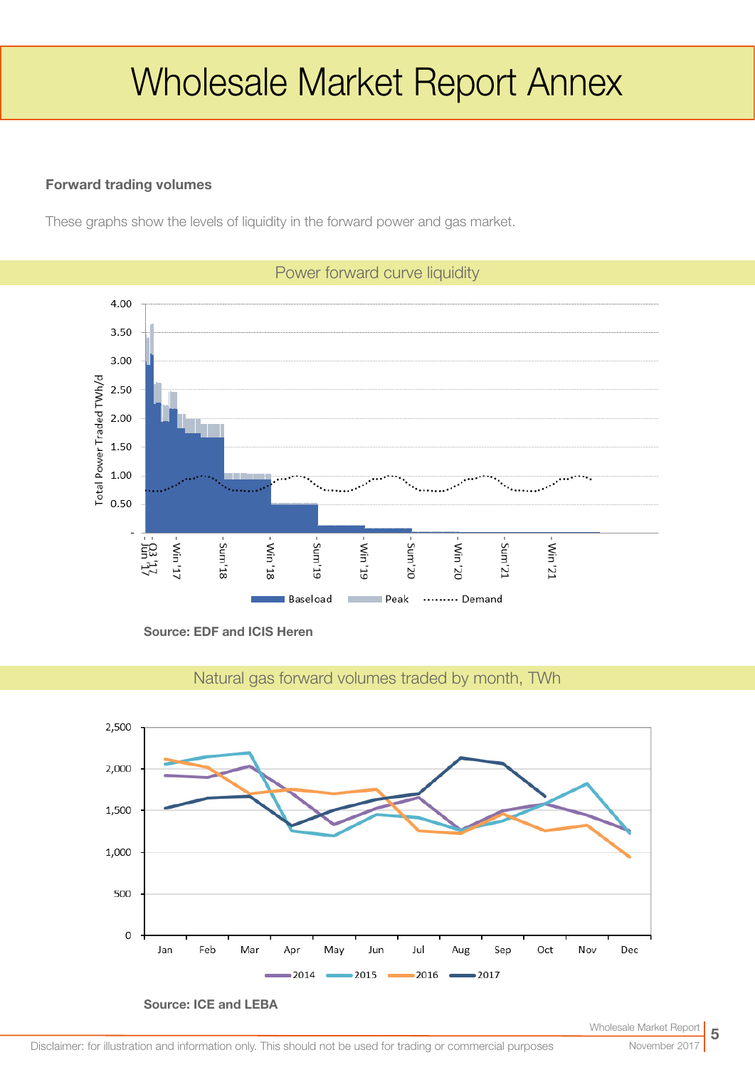# Wholesale Market Report Annex

**Forward trading volumes**

These graphs show the levels of liquidity in the forward power and gas market.

## Power forward curve liquidity

**Source: EDF and ICIS Heren**

## Natural gas forward volumes traded by month, TWh

**Source: ICE and LEBA**

Disclaimer: for illustration and information only. This should not be used for trading or commercial purposes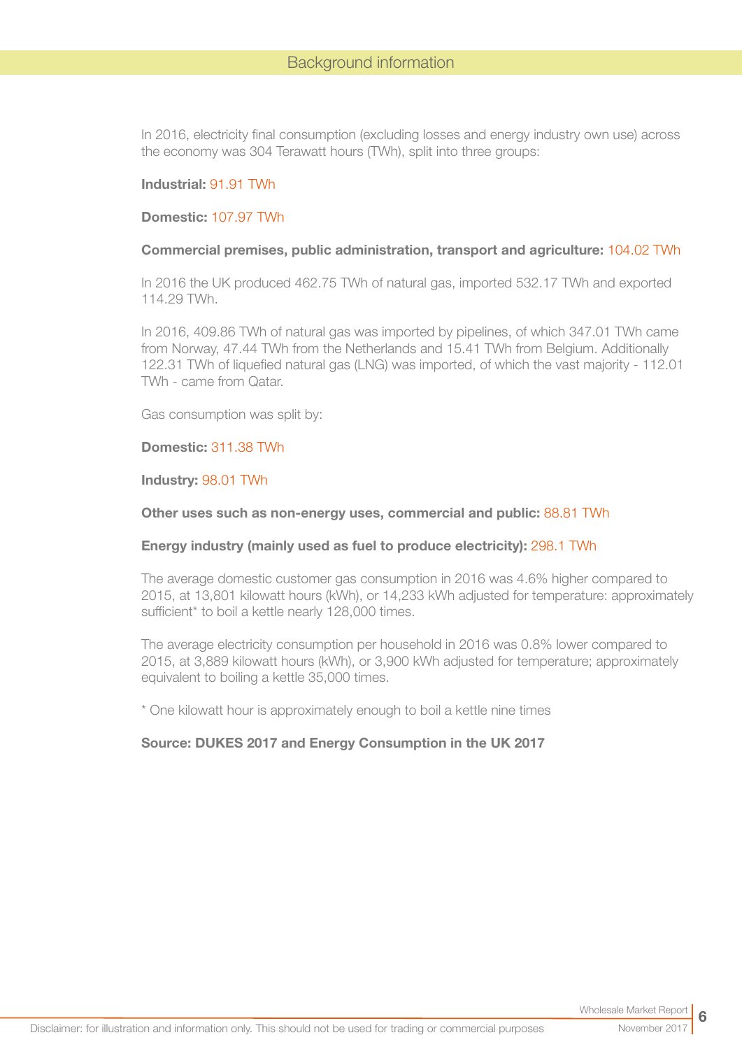## Background information

In 2016, electricity final consumption (excluding losses and energy industry own use) across the economy was 304 Terawatt hours (TWh), split into three groups:

**Industrial:** 91.91 TWh

**Domestic:** 107.97 TWh

**Commercial premises, public administration, transport and agriculture:** 104.02 TWh

In 2016 the UK produced 462.75 TWh of natural gas, imported 532.17 TWh and exported 114.29 TWh.

In 2016, 409.86 TWh of natural gas was imported by pipelines, of which 347.01 TWh came from Norway, 47.44 TWh from the Netherlands and 15.41 TWh from Belgium. Additionally 122.31 TWh of liquefied natural gas (LNG) was imported, of which the vast majority - 112.01 TWh - came from Qatar.

Gas consumption was split by:

**Domestic:** 311.38 TWh

**Industry:** 98.01 TWh

**Other uses such as non-energy uses, commercial and public:** 88.81 TWh

**Energy industry (mainly used as fuel to produce electricity):** 298.1 TWh

The average domestic customer gas consumption in 2016 was 4.6% higher compared to 2015, at 13,801 kilowatt hours (kWh), or 14,233 kWh adjusted for temperature: approximately sufficient* to boil a kettle nearly 128,000 times.

The average electricity consumption per household in 2016 was 0.8% lower compared to 2015, at 3,889 kilowatt hours (kWh), or 3,900 kWh adjusted for temperature; approximately equivalent to boiling a kettle 35,000 times.

* One kilowatt hour is approximately enough to boil a kettle nine times

**Source: DUKES 2017 and Energy Consumption in the UK 2017**

Disclaimer: for illustration and information only. This should not be used for trading or commercial purposes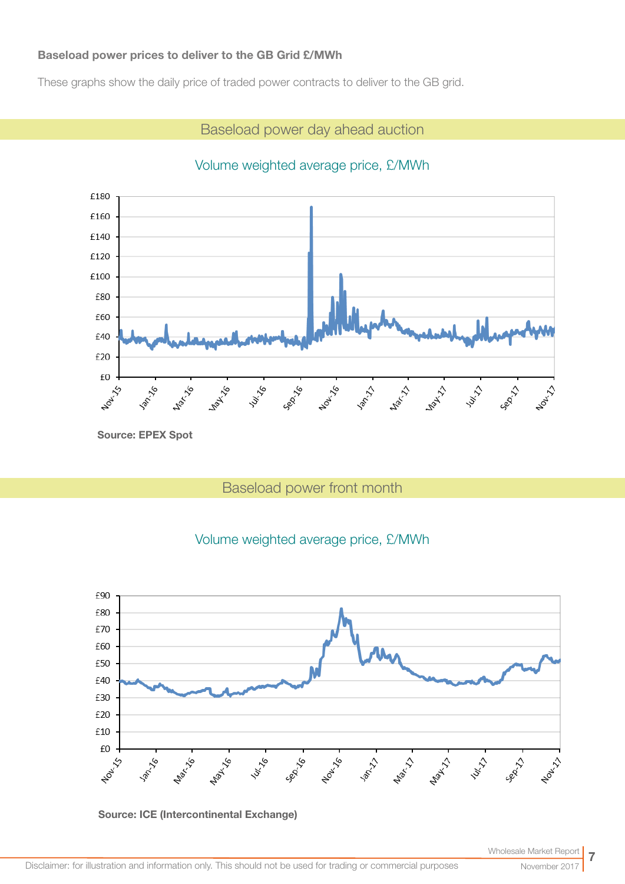**Baseload power prices to deliver to the GB Grid £/MWh**

These graphs show the daily price of traded power contracts to deliver to the GB grid.

## Baseload power day ahead auction

Volume weighted average price, £/MWh

**Source: EPEX Spot**

## Baseload power front month

Volume weighted average price, £/MWh

**Source: ICE (Intercontinental Exchange)**

Disclaimer: for illustration and information only. This should not be used for trading or commercial purposes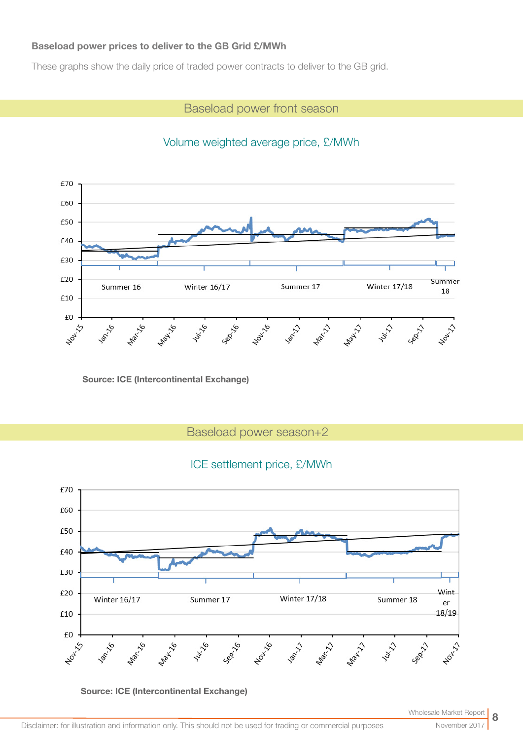**Baseload power prices to deliver to the GB Grid £/MWh**

These graphs show the daily price of traded power contracts to deliver to the GB grid.

## Baseload power front season

Volume weighted average price, £/MWh

£70
£60
£50
£40
£30
£20
£10
£0

Summer 16 | Winter 16/17 | Summer 17 | Winter 17/18 | Summer 18

Nov-15, Jan-16, Mar-16, May-16, Jul-16, Sep-16, Nov-16, Jan-17, Mar-17, May-17, Jul-17, Sep-17, Nov-17

**Source: ICE (Intercontinental Exchange)**

## Baseload power season+2

ICE settlement price, £/MWh

£70
£60
£50
£40
£30
£20
£10
£0

Winter 16/17 | Summer 17 | Winter 17/18 | Summer 18 | Winter 18/19

Nov-15, Jan-16, Mar-16, May-16, Jul-16, Sep-16, Nov-16, Jan-17, Mar-17, May-17, Jul-17, Sep-17, Nov-17

**Source: ICE (Intercontinental Exchange)**

Disclaimer: for illustration and information only. This should not be used for trading or commercial purposes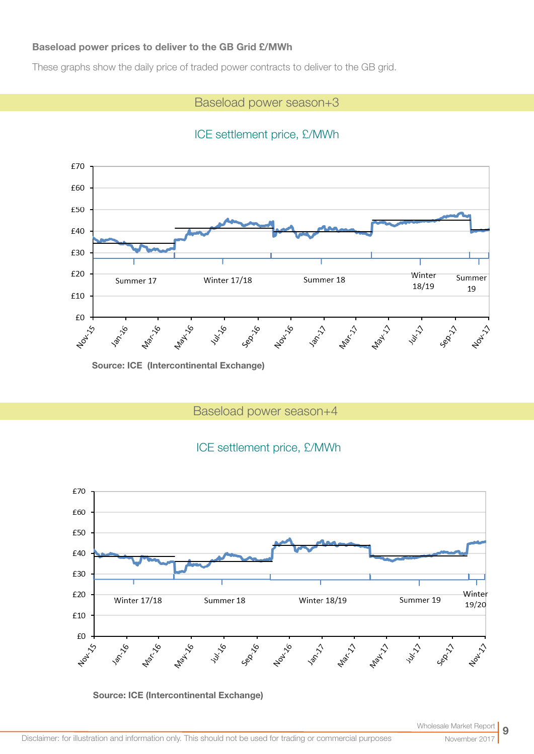**Baseload power prices to deliver to the GB Grid £/MWh**

These graphs show the daily price of traded power contracts to deliver to the GB grid.

## Baseload power season+3

ICE settlement price, £/MWh

Source: ICE (Intercontinental Exchange)

## Baseload power season+4

ICE settlement price, £/MWh

Source: ICE (Intercontinental Exchange)

Disclaimer: for illustration and information only. This should not be used for trading or commercial purposes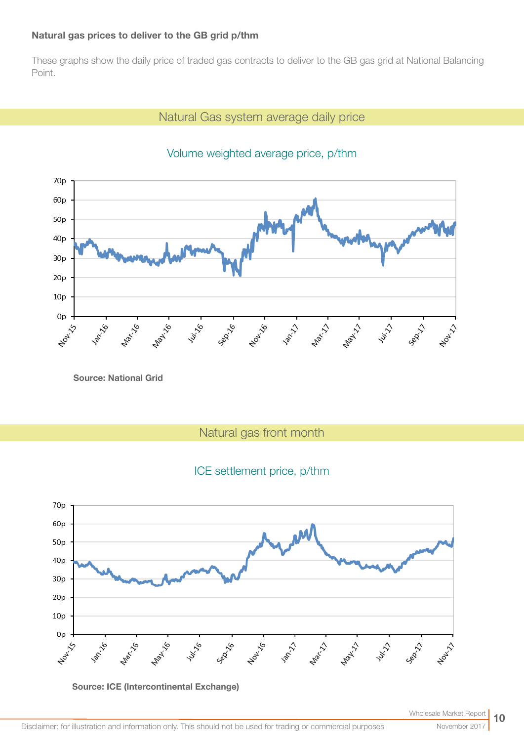**Natural gas prices to deliver to the GB grid p/thm**

These graphs show the daily price of traded gas contracts to deliver to the GB gas grid at National Balancing Point.

## Natural Gas system average daily price

Volume weighted average price, p/thm

**Source: National Grid**

## Natural gas front month

ICE settlement price, p/thm

**Source: ICE (Intercontinental Exchange)**

Disclaimer: for illustration and information only. This should not be used for trading or commercial purposes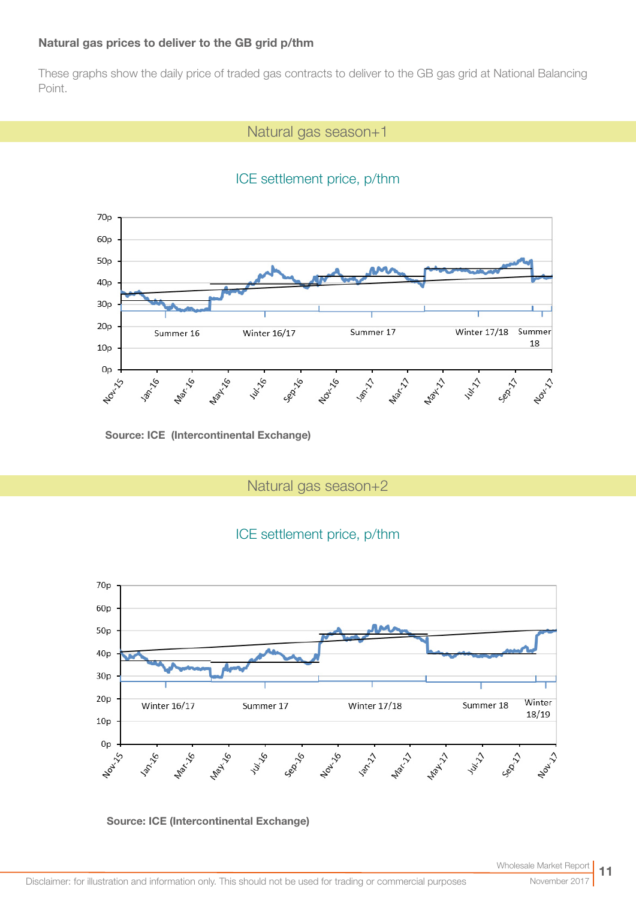**Natural gas prices to deliver to the GB grid p/thm**

These graphs show the daily price of traded gas contracts to deliver to the GB gas grid at National Balancing Point.

## Natural gas season+1

ICE settlement price, p/thm

**Source: ICE (Intercontinental Exchange)**

## Natural gas season+2

ICE settlement price, p/thm

**Source: ICE (Intercontinental Exchange)**

Disclaimer: for illustration and information only. This should not be used for trading or commercial purposes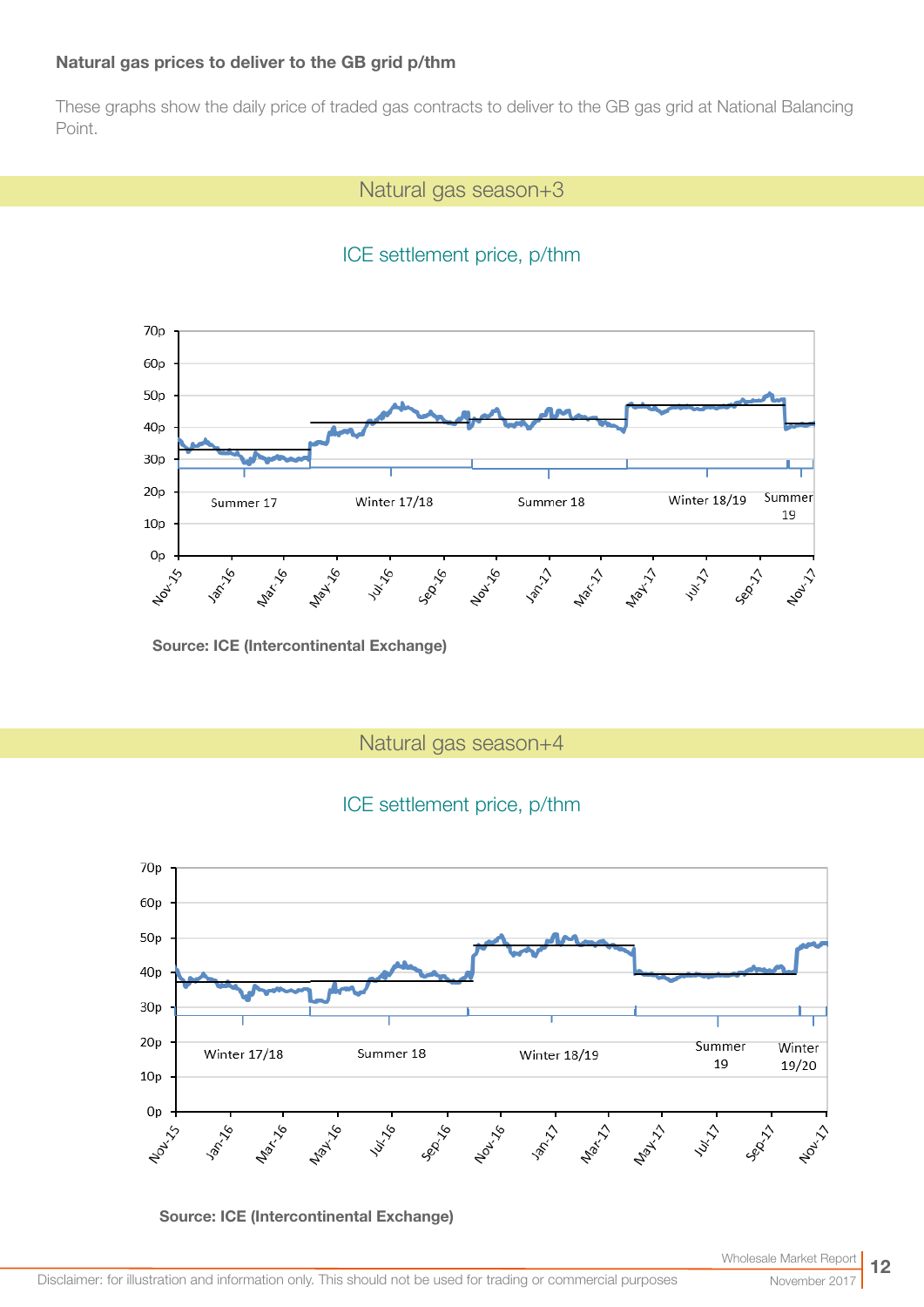**Natural gas prices to deliver to the GB grid p/thm**

These graphs show the daily price of traded gas contracts to deliver to the GB gas grid at National Balancing Point.

## Natural gas season+3

ICE settlement price, p/thm

70p
60p
50p
40p
30p
20p
10p
0p

Summer 17
Winter 17/18
Summer 18
Winter 18/19
Summer 19

Nov-15
Jan-16
Mar-16
May-16
Jul-16
Sep-16
Nov-16
Jan-17
Mar-17
May-17
Jul-17
Sep-17
Nov-17

**Source: ICE (Intercontinental Exchange)**

## Natural gas season+4

ICE settlement price, p/thm

70p
60p
50p
40p
30p
20p
10p
0p

Winter 17/18
Summer 18
Winter 18/19
Summer 19
Winter 19/20

Nov-15
Jan-16
Mar-16
May-16
Jul-16
Sep-16
Nov-16
Jan-17
Mar-17
May-17
Jul-17
Sep-17
Nov-17

**Source: ICE (Intercontinental Exchange)**

Disclaimer: for illustration and information only. This should not be used for trading or commercial purposes